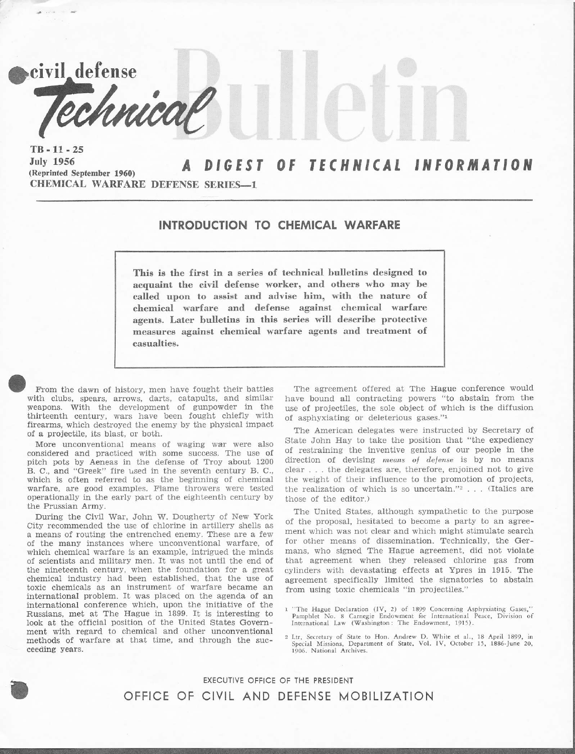# civil defense Technical Bulletin

TB-11-25
July 1956
(Reprinted September 1960)

**A DIGEST OF TECHNICAL INFORMATION**

CHEMICAL WARFARE DEFENSE SERIES—1

## INTRODUCTION TO CHEMICAL WARFARE

**This is the first in a series of technical bulletins designed to acquaint the civil defense worker, and others who may be called upon to assist and advise him, with the nature of chemical warfare and defense against chemical warfare agents. Later bulletins in this series will describe protective measures against chemical warfare agents and treatment of casualties.**

From the dawn of history, men have fought their battles with clubs, spears, arrows, darts, catapults, and similar weapons. With the development of gunpowder in the thirteenth century, wars have been fought chiefly with firearms, which destroyed the enemy by the physical impact of a projectile, its blast, or both.

More unconventional means of waging war were also considered and practiced with some success. The use of pitch pots by Aeneas in the defense of Troy about 1200 B. C., and "Greek" fire used in the seventh century B. C., which is often referred to as the beginning of chemical warfare, are good examples. Flame throwers were tested operationally in the early part of the eighteenth century by the Prussian Army.

During the Civil War, John W. Dougherty of New York City recommended the use of chlorine in artillery shells as a means of routing the entrenched enemy. These are a few of the many instances where unconventional warfare, of which chemical warfare is an example, intrigued the minds of scientists and military men. It was not until the end of the nineteenth century, when the foundation for a great chemical industry had been established, that the use of toxic chemicals as an instrument of warfare became an international problem. It was placed on the agenda of an international conference which, upon the initiative of the Russians, met at The Hague in 1899. It is interesting to look at the official position of the United States Government with regard to chemical and other unconventional methods of warfare at that time, and through the succeeding years.

The agreement offered at The Hague conference would have bound all contracting powers "to abstain from the use of projectiles, the sole object of which is the diffusion of asphyxiating or deleterious gases."[1]

The American delegates were instructed by Secretary of State John Hay to take the position that "the expediency of restraining the inventive genius of our people in the direction of devising *means of defense* is by no means clear . . . the delegates are, therefore, enjoined not to give the weight of their influence to the promotion of projects, the realization of which is so uncertain."[2] . . . (Italics are those of the editor.)

The United States, although sympathetic to the purpose of the proposal, hesitated to become a party to an agreement which was not clear and which might stimulate search for other means of dissemination. Technically, the Germans, who signed The Hague agreement, did not violate that agreement when they released chlorine gas from cylinders with devastating effects at Ypres in 1915. The agreement specifically limited the signatories to abstain from using toxic chemicals "in projectiles."

[1] "The Hague Declaration (IV, 2) of 1899 Concerning Asphyxiating Gases," Pamphlet No. 8 Carnegie Endowment for International Peace, Division of International Law (Washington: The Endowment, 1915).

[2] Ltr, Secretary of State to Hon. Andrew D. White et al., 18 April 1899, in Special Missions, Department of State, Vol. IV, October 15, 1886-June 20, 1906. National Archives.

EXECUTIVE OFFICE OF THE PRESIDENT
OFFICE OF CIVIL AND DEFENSE MOBILIZATION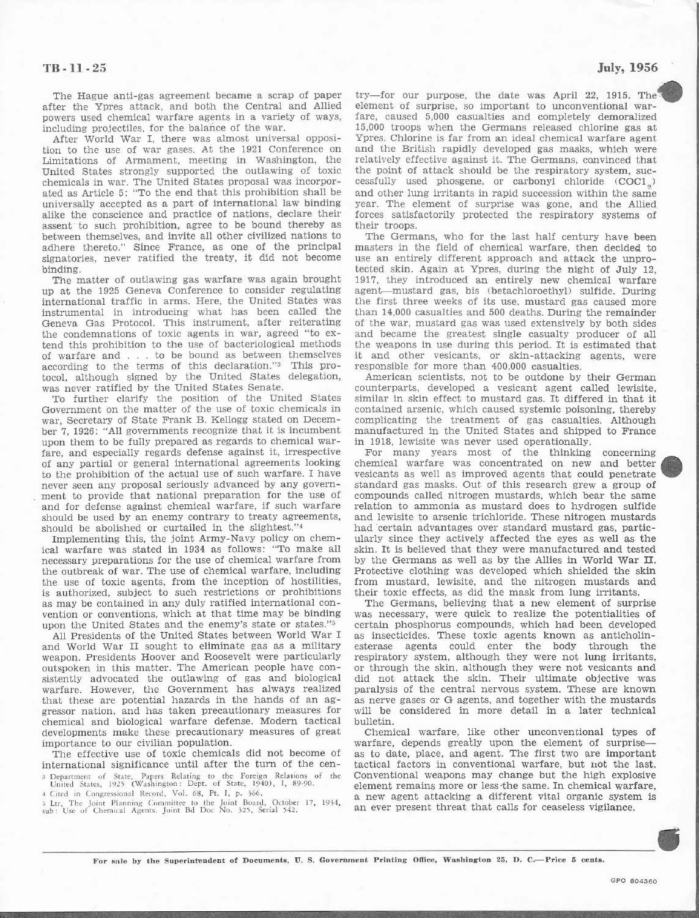The Hague anti-gas agreement became a scrap of paper after the Ypres attack, and both the Central and Allied powers used chemical warfare agents in a variety of ways, including projectiles, for the balance of the war.

After World War I, there was almost universal opposition to the use of war gases. At the 1921 Conference on Limitations of Armament, meeting in Washington, the United States strongly supported the outlawing of toxic chemicals in war. The United States proposal was incorporated as Article 5: "To the end that this prohibition shall be universally accepted as a part of international law binding alike the conscience and practice of nations, declare their assent to such prohibition, agree to be bound thereby as between themselves, and invite all other civilized nations to adhere thereto." Since France, as one of the principal signatories, never ratified the treaty, it did not become binding.

The matter of outlawing gas warfare was again brought up at the 1925 Geneva Conference to consider regulating international traffic in arms. Here, the United States was instrumental in introducing what has been called the Geneva Gas Protocol. This instrument, after reiterating the condemnations of toxic agents in war, agreed "to extend this prohibition to the use of bacteriological methods of warfare and . . . to be bound as between themselves according to the terms of this declaration."[3] This protocol, although signed by the United States delegation, was never ratified by the United States Senate.

To further clarify the position of the United States Government on the matter of the use of toxic chemicals in war, Secretary of State Frank B. Kellogg stated on December 7, 1926: "All governments recognize that it is incumbent upon them to be fully prepared as regards to chemical warfare, and especially regards defense against it, irrespective of any partial or general international agreements looking to the prohibition of the actual use of such warfare. I have never seen any proposal seriously advanced by any government to provide that national preparation for the use of and for defense against chemical warfare, if such warfare should be used by an enemy contrary to treaty agreements, should be abolished or curtailed in the slightest."[4]

Implementing this, the joint Army-Navy policy on chemical warfare was stated in 1934 as follows: "To make all necessary preparations for the use of chemical warfare from the outbreak of war. The use of chemical warfare, including the use of toxic agents, from the inception of hostilities, is authorized, subject to such restrictions or prohibitions as may be contained in any duly ratified international convention or conventions, which at that time may be binding upon the United States and the enemy's state or states."[5]

All Presidents of the United States between World War I and World War II sought to eliminate gas as a military weapon. Presidents Hoover and Roosevelt were particularly outspoken in this matter. The American people have consistently advocated the outlawing of gas and biological warfare. However, the Government has always realized that these are potential hazards in the hands of an aggressor nation, and has taken precautionary measures for chemical and biological warfare defense. Modern tactical developments make these precautionary measures of great importance to our civilian population.

The effective use of toxic chemicals did not become of international significance until after the turn of the century—for our purpose, the date was April 22, 1915. The element of surprise, so important to unconventional warfare, caused 5,000 casualties and completely demoralized 15,000 troops when the Germans released chlorine gas at Ypres. Chlorine is far from an ideal chemical warfare agent and the British rapidly developed gas masks, which were relatively effective against it. The Germans, convinced that the point of attack should be the respiratory system, successfully used phosgene, or carbonyl chloride ($COCl_2$) and other lung irritants in rapid succession within the same year. The element of surprise was gone, and the Allied forces satisfactorily protected the respiratory systems of their troops.

The Germans, who for the last half century have been masters in the field of chemical warfare, then decided to use an entirely different approach and attack the unprotected skin. Again at Ypres, during the night of July 12, 1917, they introduced an entirely new chemical warfare agent—mustard gas, bis (betachloroethyl) sulfide. During the first three weeks of its use, mustard gas caused more than 14,000 casualties and 500 deaths. During the remainder of the war, mustard gas was used extensively by both sides and became the greatest single casualty producer of all the weapons in use during this period. It is estimated that it and other vesicants, or skin-attacking agents, were responsible for more than 400,000 casualties.

American scientists, not to be outdone by their German counterparts, developed a vesicant agent called lewisite, similar in skin effect to mustard gas. It differed in that it contained arsenic, which caused systemic poisoning, thereby complicating the treatment of gas casualties. Although manufactured in the United States and shipped to France in 1918, lewisite was never used operationally.

For many years most of the thinking concerning chemical warfare was concentrated on new and better vesicants as well as improved agents that could penetrate standard gas masks. Out of this research grew a group of compounds called nitrogen mustards, which bear the same relation to ammonia as mustard does to hydrogen sulfide and lewisite to arsenic trichloride. These nitrogen mustards had certain advantages over standard mustard gas, particularly since they actively affected the eyes as well as the skin. It is believed that they were manufactured and tested by the Germans as well as by the Allies in World War II. Protective clothing was developed which shielded the skin from mustard, lewisite, and the nitrogen mustards and their toxic effects, as did the mask from lung irritants.

The Germans, believing that a new element of surprise was necessary, were quick to realize the potentialities of certain phosphorus compounds, which had been developed as insecticides. These toxic agents known as anticholinesterase agents could enter the body through the respiratory system, although they were not lung irritants, or through the skin, although they were not vesicants and did not attack the skin. Their ultimate objective was paralysis of the central nervous system. These are known as nerve gases or G agents, and together with the mustards will be considered in more detail in a later technical bulletin.

Chemical warfare, like other unconventional types of warfare, depends greatly upon the element of surprise—as to date, place, and agent. The first two are important tactical factors in conventional warfare, but not the last. Conventional weapons may change but the high explosive element remains more or less the same. In chemical warfare, a new agent attacking a different vital organic system is an ever present threat that calls for ceaseless vigilance.

[3] Department of State, Papers Relating to the Foreign Relations of the United States, 1925 (Washington: Dept. of State, 1940), I, 89-90.

[4] Cited in Congressional Record, Vol. 68, Pt. I, p. 366.

[5] Ltr, The Joint Planning Committee to the Joint Board, October 17, 1934, sub: Use of Chemical Agents. Joint Bd Doc No. 325, Serial 542.

**For sale by the Superintendent of Documents, U. S. Government Printing Office, Washington 25, D. C.—Price 5 cents.**